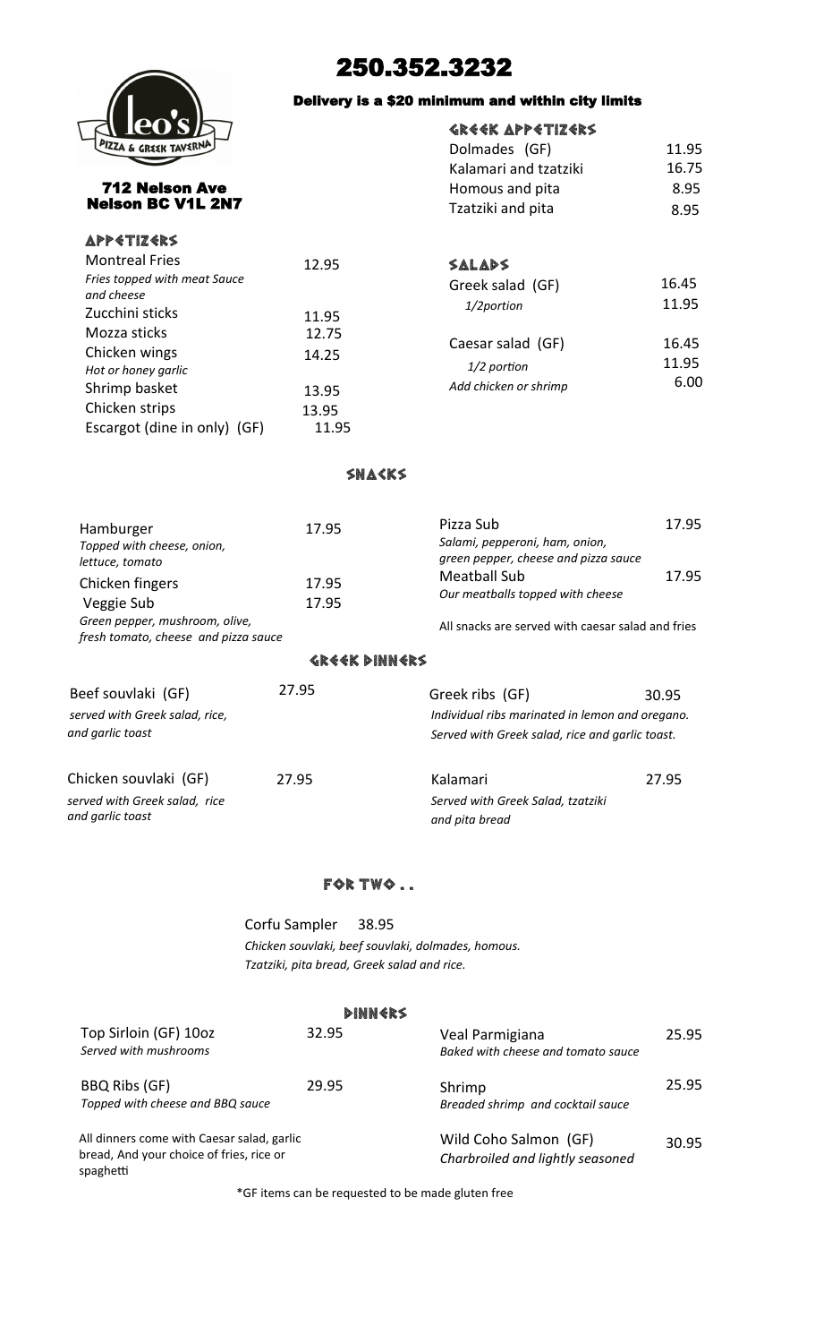# 250.352.3232

**Delivery is a $20 minimum and within city limits**

Leo's Pizza & Greek Taverna

**712 Nelson Ave**
**Nelson BC V1L 2N7**

## Appetizers

| Item | Price |
|---|---|
| Montreal Fries<br>*Fries topped with meat Sauce and cheese* | 12.95 |
| Zucchini sticks | 11.95 |
| Mozza sticks | 12.75 |
| Chicken wings<br>*Hot or honey garlic* | 14.25 |
| Shrimp basket | 13.95 |
| Chicken strips | 13.95 |
| Escargot (dine in only) (GF) | 11.95 |

## Greek Appetizers

| Item | Price |
|---|---|
| Dolmades (GF) | 11.95 |
| Kalamari and tzatziki | 16.75 |
| Homous and pita | 8.95 |
| Tzatziki and pita | 8.95 |

## Salads

| Item | Price |
|---|---|
| Greek salad (GF) | 16.45 |
| *1/2portion* | 11.95 |
| Caesar salad (GF) | 16.45 |
| *1/2 portion* | 11.95 |
| *Add chicken or shrimp* | 6.00 |

## Snacks

| Item | Price |
|---|---|
| Hamburger<br>*Topped with cheese, onion, lettuce, tomato* | 17.95 |
| Chicken fingers | 17.95 |
| Veggie Sub<br>*Green pepper, mushroom, olive, fresh tomato, cheese and pizza sauce* | 17.95 |
| Pizza Sub<br>*Salami, pepperoni, ham, onion, green pepper, cheese and pizza sauce* | 17.95 |
| Meatball Sub<br>*Our meatballs topped with cheese* | 17.95 |

All snacks are served with caesar salad and fries

## Greek Dinners

| Item | Price |
|---|---|
| Beef souvlaki (GF)<br>*served with Greek salad, rice, and garlic toast* | 27.95 |
| Chicken souvlaki (GF)<br>*served with Greek salad, rice and garlic toast* | 27.95 |
| Greek ribs (GF)<br>*Individual ribs marinated in lemon and oregano. Served with Greek salad, rice and garlic toast.* | 30.95 |
| Kalamari<br>*Served with Greek Salad, tzatziki and pita bread* | 27.95 |

## For Two . .

Corfu Sampler 38.95

*Chicken souvlaki, beef souvlaki, dolmades, homous. Tzatziki, pita bread, Greek salad and rice.*

## Dinners

| Item | Price |
|---|---|
| Top Sirloin (GF) 10oz<br>*Served with mushrooms* | 32.95 |
| BBQ Ribs (GF)<br>*Topped with cheese and BBQ sauce* | 29.95 |
| Veal Parmigiana<br>*Baked with cheese and tomato sauce* | 25.95 |
| Shrimp<br>*Breaded shrimp and cocktail sauce* | 25.95 |
| Wild Coho Salmon (GF)<br>*Charbroiled and lightly seasoned* | 30.95 |

All dinners come with Caesar salad, garlic bread, And your choice of fries, rice or spaghetti

*GF items can be requested to be made gluten free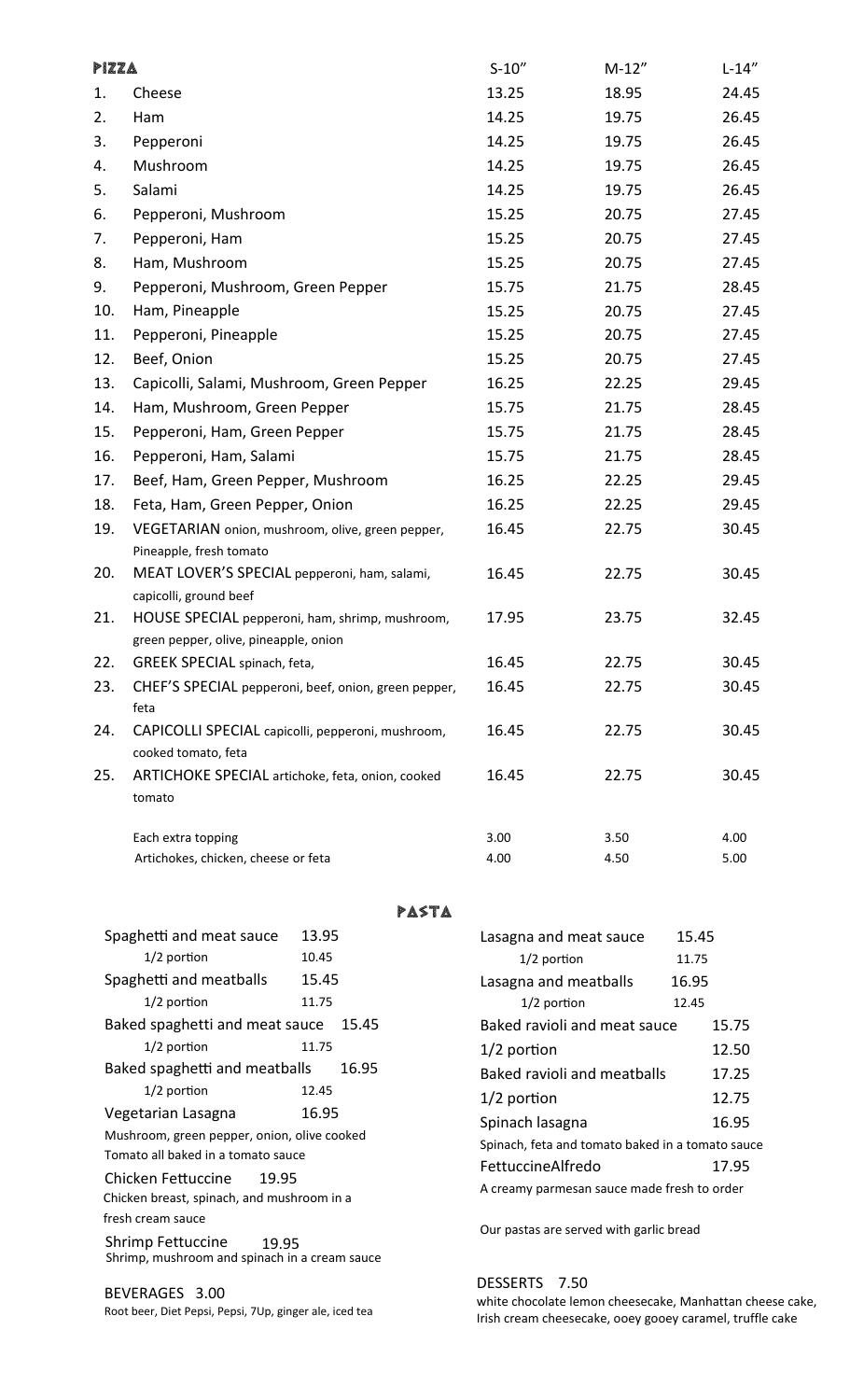## PIZZA

| | | S-10" | M-12" | L-14" |
|---|---|---|---|---|
| 1. | Cheese | 13.25 | 18.95 | 24.45 |
| 2. | Ham | 14.25 | 19.75 | 26.45 |
| 3. | Pepperoni | 14.25 | 19.75 | 26.45 |
| 4. | Mushroom | 14.25 | 19.75 | 26.45 |
| 5. | Salami | 14.25 | 19.75 | 26.45 |
| 6. | Pepperoni, Mushroom | 15.25 | 20.75 | 27.45 |
| 7. | Pepperoni, Ham | 15.25 | 20.75 | 27.45 |
| 8. | Ham, Mushroom | 15.25 | 20.75 | 27.45 |
| 9. | Pepperoni, Mushroom, Green Pepper | 15.75 | 21.75 | 28.45 |
| 10. | Ham, Pineapple | 15.25 | 20.75 | 27.45 |
| 11. | Pepperoni, Pineapple | 15.25 | 20.75 | 27.45 |
| 12. | Beef, Onion | 15.25 | 20.75 | 27.45 |
| 13. | Capicolli, Salami, Mushroom, Green Pepper | 16.25 | 22.25 | 29.45 |
| 14. | Ham, Mushroom, Green Pepper | 15.75 | 21.75 | 28.45 |
| 15. | Pepperoni, Ham, Green Pepper | 15.75 | 21.75 | 28.45 |
| 16. | Pepperoni, Ham, Salami | 15.75 | 21.75 | 28.45 |
| 17. | Beef, Ham, Green Pepper, Mushroom | 16.25 | 22.25 | 29.45 |
| 18. | Feta, Ham, Green Pepper, Onion | 16.25 | 22.25 | 29.45 |
| 19. | VEGETARIAN onion, mushroom, olive, green pepper, Pineapple, fresh tomato | 16.45 | 22.75 | 30.45 |
| 20. | MEAT LOVER'S SPECIAL pepperoni, ham, salami, capicolli, ground beef | 16.45 | 22.75 | 30.45 |
| 21. | HOUSE SPECIAL pepperoni, ham, shrimp, mushroom, green pepper, olive, pineapple, onion | 17.95 | 23.75 | 32.45 |
| 22. | GREEK SPECIAL spinach, feta, | 16.45 | 22.75 | 30.45 |
| 23. | CHEF'S SPECIAL pepperoni, beef, onion, green pepper, feta | 16.45 | 22.75 | 30.45 |
| 24. | CAPICOLLI SPECIAL capicolli, pepperoni, mushroom, cooked tomato, feta | 16.45 | 22.75 | 30.45 |
| 25. | ARTICHOKE SPECIAL artichoke, feta, onion, cooked tomato | 16.45 | 22.75 | 30.45 |
| | Each extra topping | 3.00 | 3.50 | 4.00 |
| | Artichokes, chicken, cheese or feta | 4.00 | 4.50 | 5.00 |

## PASTA

Spaghetti and meat sauce 13.95
1/2 portion 10.45

Spaghetti and meatballs 15.45
1/2 portion 11.75

Baked spaghetti and meat sauce 15.45
1/2 portion 11.75

Baked spaghetti and meatballs 16.95
1/2 portion 12.45

Vegetarian Lasagna 16.95
Mushroom, green pepper, onion, olive cooked Tomato all baked in a tomato sauce

Chicken Fettuccine 19.95
Chicken breast, spinach, and mushroom in a fresh cream sauce

Shrimp Fettuccine 19.95
Shrimp, mushroom and spinach in a cream sauce

Lasagna and meat sauce 15.45
1/2 portion 11.75

Lasagna and meatballs 16.95
1/2 portion 12.45

Baked ravioli and meat sauce 15.75
1/2 portion 12.50

Baked ravioli and meatballs 17.25
1/2 portion 12.75

Spinach lasagna 16.95
Spinach, feta and tomato baked in a tomato sauce

FettuccineAlfredo 17.95
A creamy parmesan sauce made fresh to order

Our pastas are served with garlic bread

BEVERAGES 3.00
Root beer, Diet Pepsi, Pepsi, 7Up, ginger ale, iced tea

DESSERTS 7.50
white chocolate lemon cheesecake, Manhattan cheese cake, Irish cream cheesecake, ooey gooey caramel, truffle cake